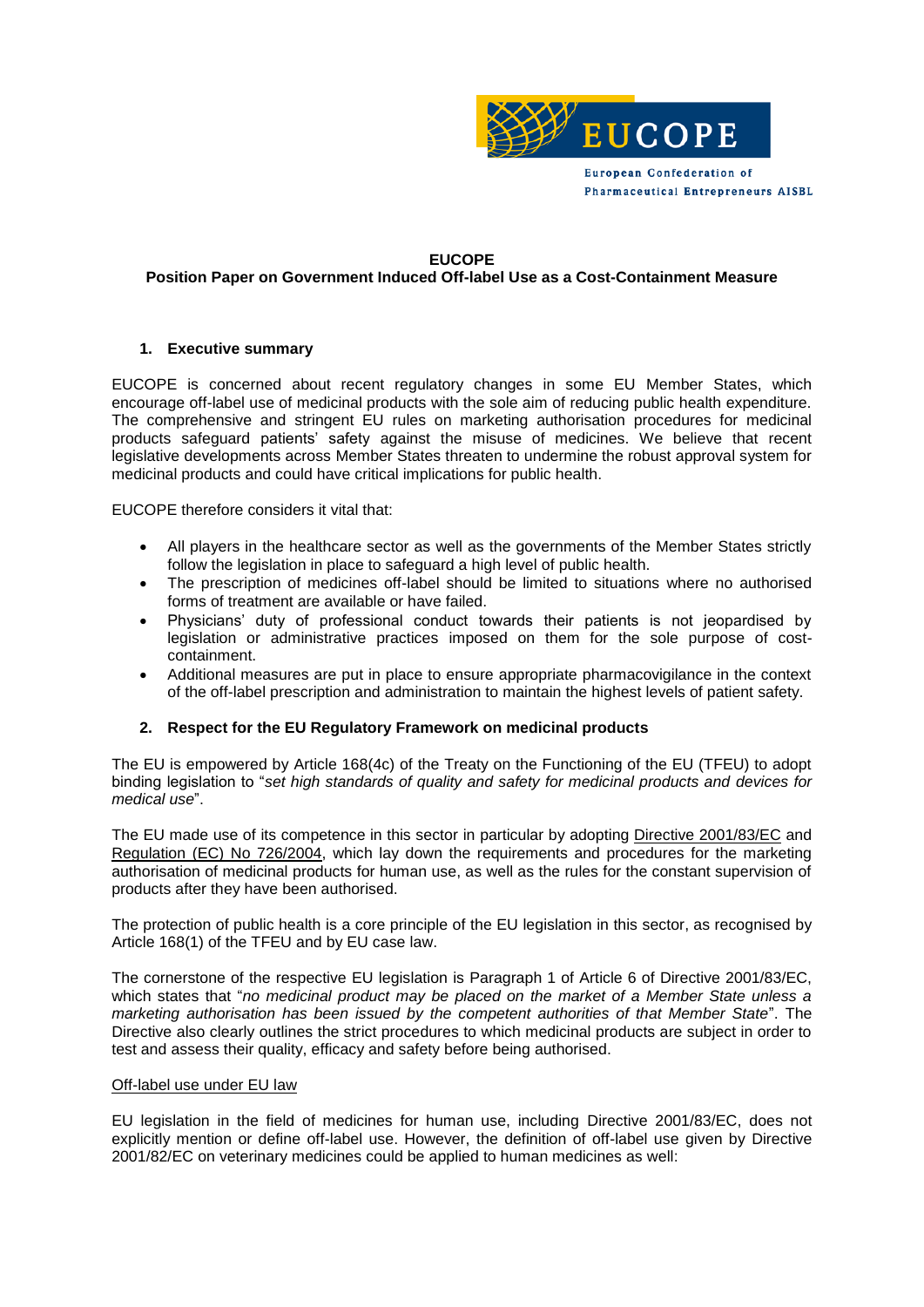EUCOPE

European Confederation of Pharmaceutical Entrepreneurs AISBL

**EUCOPE**
**Position Paper on Government Induced Off-label Use as a Cost-Containment Measure**

## 1. Executive summary

EUCOPE is concerned about recent regulatory changes in some EU Member States, which encourage off-label use of medicinal products with the sole aim of reducing public health expenditure. The comprehensive and stringent EU rules on marketing authorisation procedures for medicinal products safeguard patients' safety against the misuse of medicines. We believe that recent legislative developments across Member States threaten to undermine the robust approval system for medicinal products and could have critical implications for public health.

EUCOPE therefore considers it vital that:

- All players in the healthcare sector as well as the governments of the Member States strictly follow the legislation in place to safeguard a high level of public health.
- The prescription of medicines off-label should be limited to situations where no authorised forms of treatment are available or have failed.
- Physicians' duty of professional conduct towards their patients is not jeopardised by legislation or administrative practices imposed on them for the sole purpose of cost-containment.
- Additional measures are put in place to ensure appropriate pharmacovigilance in the context of the off-label prescription and administration to maintain the highest levels of patient safety.

## 2. Respect for the EU Regulatory Framework on medicinal products

The EU is empowered by Article 168(4c) of the Treaty on the Functioning of the EU (TFEU) to adopt binding legislation to "*set high standards of quality and safety for medicinal products and devices for medical use*".

The EU made use of its competence in this sector in particular by adopting Directive 2001/83/EC and Regulation (EC) No 726/2004, which lay down the requirements and procedures for the marketing authorisation of medicinal products for human use, as well as the rules for the constant supervision of products after they have been authorised.

The protection of public health is a core principle of the EU legislation in this sector, as recognised by Article 168(1) of the TFEU and by EU case law.

The cornerstone of the respective EU legislation is Paragraph 1 of Article 6 of Directive 2001/83/EC, which states that "*no medicinal product may be placed on the market of a Member State unless a marketing authorisation has been issued by the competent authorities of that Member State*". The Directive also clearly outlines the strict procedures to which medicinal products are subject in order to test and assess their quality, efficacy and safety before being authorised.

### Off-label use under EU law

EU legislation in the field of medicines for human use, including Directive 2001/83/EC, does not explicitly mention or define off-label use. However, the definition of off-label use given by Directive 2001/82/EC on veterinary medicines could be applied to human medicines as well: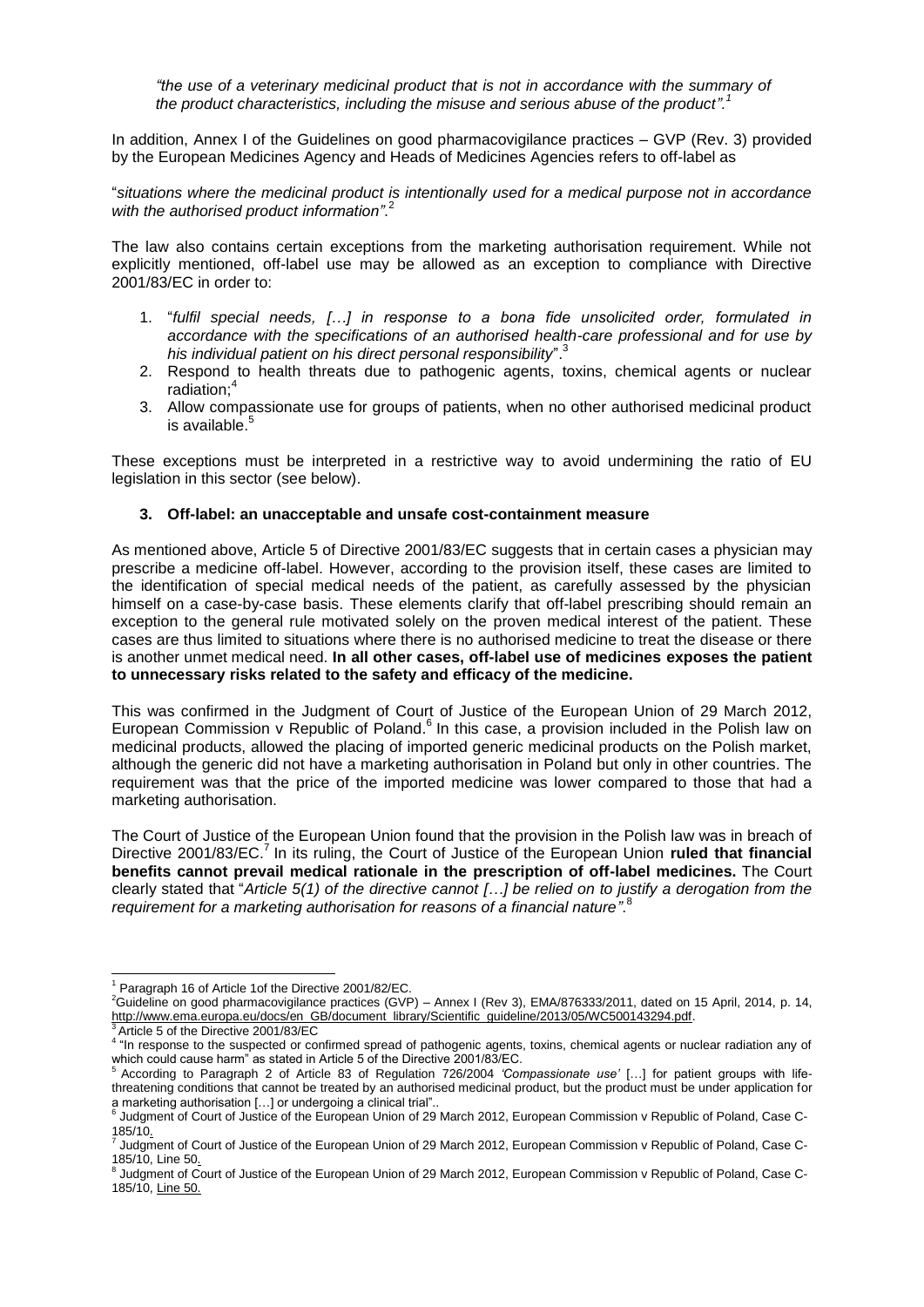*"the use of a veterinary medicinal product that is not in accordance with the summary of the product characteristics, including the misuse and serious abuse of the product".*[1]

In addition, Annex I of the Guidelines on good pharmacovigilance practices – GVP (Rev. 3) provided by the European Medicines Agency and Heads of Medicines Agencies refers to off-label as

"*situations where the medicinal product is intentionally used for a medical purpose not in accordance with the authorised product information"*.[2]

The law also contains certain exceptions from the marketing authorisation requirement. While not explicitly mentioned, off-label use may be allowed as an exception to compliance with Directive 2001/83/EC in order to:

1. "*fulfil special needs, […] in response to a bona fide unsolicited order, formulated in accordance with the specifications of an authorised health-care professional and for use by his individual patient on his direct personal responsibility*".[3]
2. Respond to health threats due to pathogenic agents, toxins, chemical agents or nuclear radiation;[4]
3. Allow compassionate use for groups of patients, when no other authorised medicinal product is available.[5]

These exceptions must be interpreted in a restrictive way to avoid undermining the ratio of EU legislation in this sector (see below).

### 3. Off-label: an unacceptable and unsafe cost-containment measure

As mentioned above, Article 5 of Directive 2001/83/EC suggests that in certain cases a physician may prescribe a medicine off-label. However, according to the provision itself, these cases are limited to the identification of special medical needs of the patient, as carefully assessed by the physician himself on a case-by-case basis. These elements clarify that off-label prescribing should remain an exception to the general rule motivated solely on the proven medical interest of the patient. These cases are thus limited to situations where there is no authorised medicine to treat the disease or there is another unmet medical need. **In all other cases, off-label use of medicines exposes the patient to unnecessary risks related to the safety and efficacy of the medicine.**

This was confirmed in the Judgment of Court of Justice of the European Union of 29 March 2012, European Commission v Republic of Poland.[6] In this case, a provision included in the Polish law on medicinal products, allowed the placing of imported generic medicinal products on the Polish market, although the generic did not have a marketing authorisation in Poland but only in other countries. The requirement was that the price of the imported medicine was lower compared to those that had a marketing authorisation.

The Court of Justice of the European Union found that the provision in the Polish law was in breach of Directive 2001/83/EC.[7] In its ruling, the Court of Justice of the European Union **ruled that financial benefits cannot prevail medical rationale in the prescription of off-label medicines.** The Court clearly stated that "*Article 5(1) of the directive cannot […] be relied on to justify a derogation from the requirement for a marketing authorisation for reasons of a financial nature"*.[8]

---

[1] Paragraph 16 of Article 1of the Directive 2001/82/EC.

[2] Guideline on good pharmacovigilance practices (GVP) – Annex I (Rev 3), EMA/876333/2011, dated on 15 April, 2014, p. 14, http://www.ema.europa.eu/docs/en_GB/document_library/Scientific_guideline/2013/05/WC500143294.pdf.

[3] Article 5 of the Directive 2001/83/EC

[4] "In response to the suspected or confirmed spread of pathogenic agents, toxins, chemical agents or nuclear radiation any of which could cause harm" as stated in Article 5 of the Directive 2001/83/EC.

[5] According to Paragraph 2 of Article 83 of Regulation 726/2004 *'Compassionate use'* […] for patient groups with life-threatening conditions that cannot be treated by an authorised medicinal product, but the product must be under application for a marketing authorisation […] or undergoing a clinical trial"..

[6] Judgment of Court of Justice of the European Union of 29 March 2012, European Commission v Republic of Poland, Case C-185/10.

[7] Judgment of Court of Justice of the European Union of 29 March 2012, European Commission v Republic of Poland, Case C-185/10, Line 50.

[8] Judgment of Court of Justice of the European Union of 29 March 2012, European Commission v Republic of Poland, Case C-185/10, Line 50.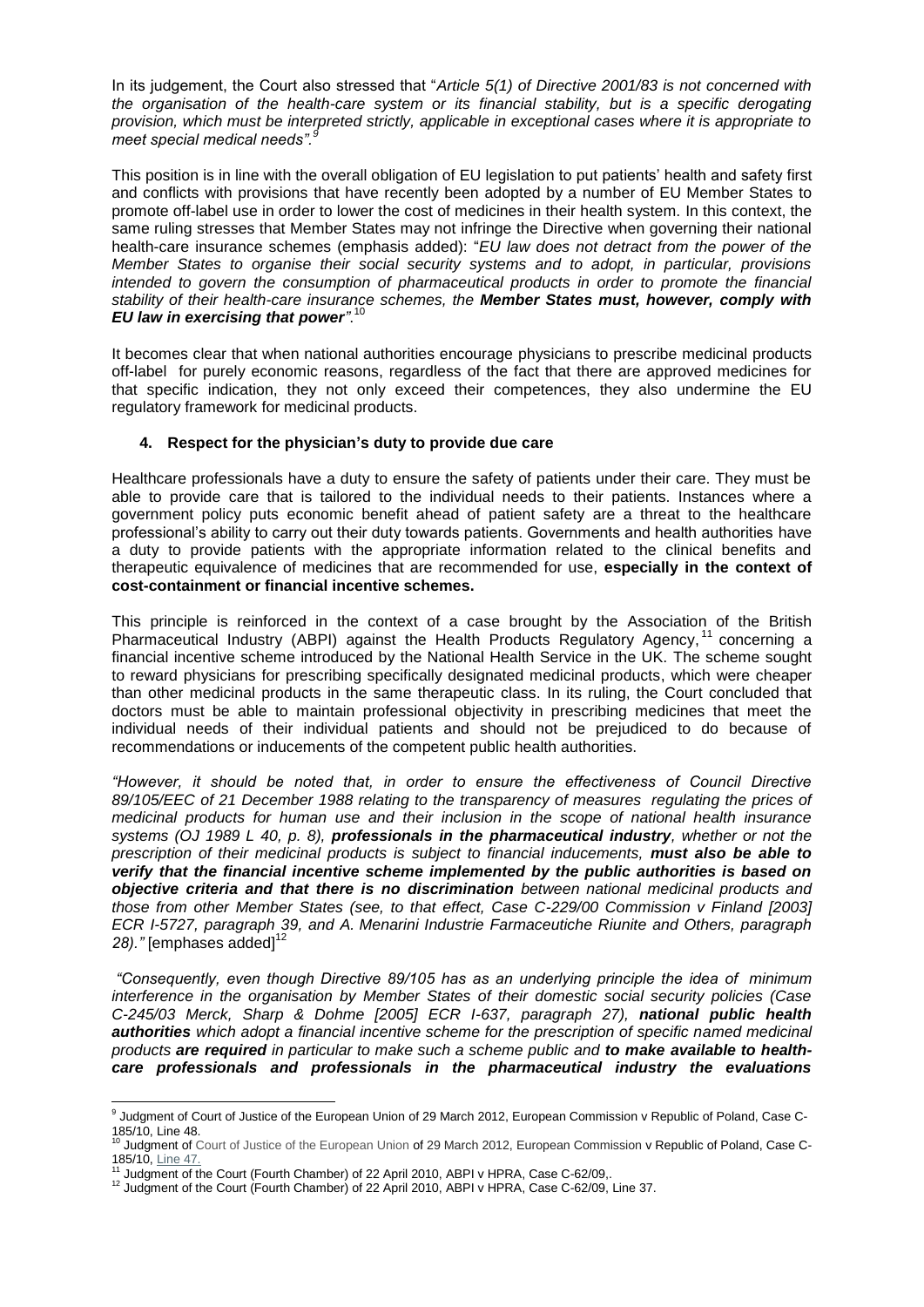In its judgement, the Court also stressed that "*Article 5(1) of Directive 2001/83 is not concerned with the organisation of the health-care system or its financial stability, but is a specific derogating provision, which must be interpreted strictly, applicable in exceptional cases where it is appropriate to meet special medical needs"*.[9]

This position is in line with the overall obligation of EU legislation to put patients' health and safety first and conflicts with provisions that have recently been adopted by a number of EU Member States to promote off-label use in order to lower the cost of medicines in their health system. In this context, the same ruling stresses that Member States may not infringe the Directive when governing their national health-care insurance schemes (emphasis added): "*EU law does not detract from the power of the Member States to organise their social security systems and to adopt, in particular, provisions intended to govern the consumption of pharmaceutical products in order to promote the financial stability of their health-care insurance schemes, the **Member States must, however, comply with EU law in exercising that power**"*.[10]

It becomes clear that when national authorities encourage physicians to prescribe medicinal products off-label for purely economic reasons, regardless of the fact that there are approved medicines for that specific indication, they not only exceed their competences, they also undermine the EU regulatory framework for medicinal products.

## 4. Respect for the physician's duty to provide due care

Healthcare professionals have a duty to ensure the safety of patients under their care. They must be able to provide care that is tailored to the individual needs to their patients. Instances where a government policy puts economic benefit ahead of patient safety are a threat to the healthcare professional's ability to carry out their duty towards patients. Governments and health authorities have a duty to provide patients with the appropriate information related to the clinical benefits and therapeutic equivalence of medicines that are recommended for use, **especially in the context of cost-containment or financial incentive schemes.**

This principle is reinforced in the context of a case brought by the Association of the British Pharmaceutical Industry (ABPI) against the Health Products Regulatory Agency,[11] concerning a financial incentive scheme introduced by the National Health Service in the UK. The scheme sought to reward physicians for prescribing specifically designated medicinal products, which were cheaper than other medicinal products in the same therapeutic class. In its ruling, the Court concluded that doctors must be able to maintain professional objectivity in prescribing medicines that meet the individual needs of their individual patients and should not be prejudiced to do because of recommendations or inducements of the competent public health authorities.

*"However, it should be noted that, in order to ensure the effectiveness of Council Directive 89/105/EEC of 21 December 1988 relating to the transparency of measures regulating the prices of medicinal products for human use and their inclusion in the scope of national health insurance systems (OJ 1989 L 40, p. 8), **professionals in the pharmaceutical industry**, whether or not the prescription of their medicinal products is subject to financial inducements, **must also be able to verify that the financial incentive scheme implemented by the public authorities is based on objective criteria and that there is no discrimination** between national medicinal products and those from other Member States (see, to that effect, Case C-229/00 Commission v Finland [2003] ECR I-5727, paragraph 39, and A. Menarini Industrie Farmaceutiche Riunite and Others, paragraph 28)."* [emphases added][12]

*"Consequently, even though Directive 89/105 has as an underlying principle the idea of minimum interference in the organisation by Member States of their domestic social security policies (Case C-245/03 Merck, Sharp & Dohme [2005] ECR I-637, paragraph 27), **national public health authorities** which adopt a financial incentive scheme for the prescription of specific named medicinal products **are required** in particular to make such a scheme public and **to make available to health-care professionals and professionals in the pharmaceutical industry the evaluations***

---

[9] Judgment of Court of Justice of the European Union of 29 March 2012, European Commission v Republic of Poland, Case C-185/10, Line 48.

[10] Judgment of Court of Justice of the European Union of 29 March 2012, European Commission v Republic of Poland, Case C-185/10, Line 47.

[11] Judgment of the Court (Fourth Chamber) of 22 April 2010, ABPI v HPRA, Case C-62/09,.

[12] Judgment of the Court (Fourth Chamber) of 22 April 2010, ABPI v HPRA, Case C-62/09, Line 37.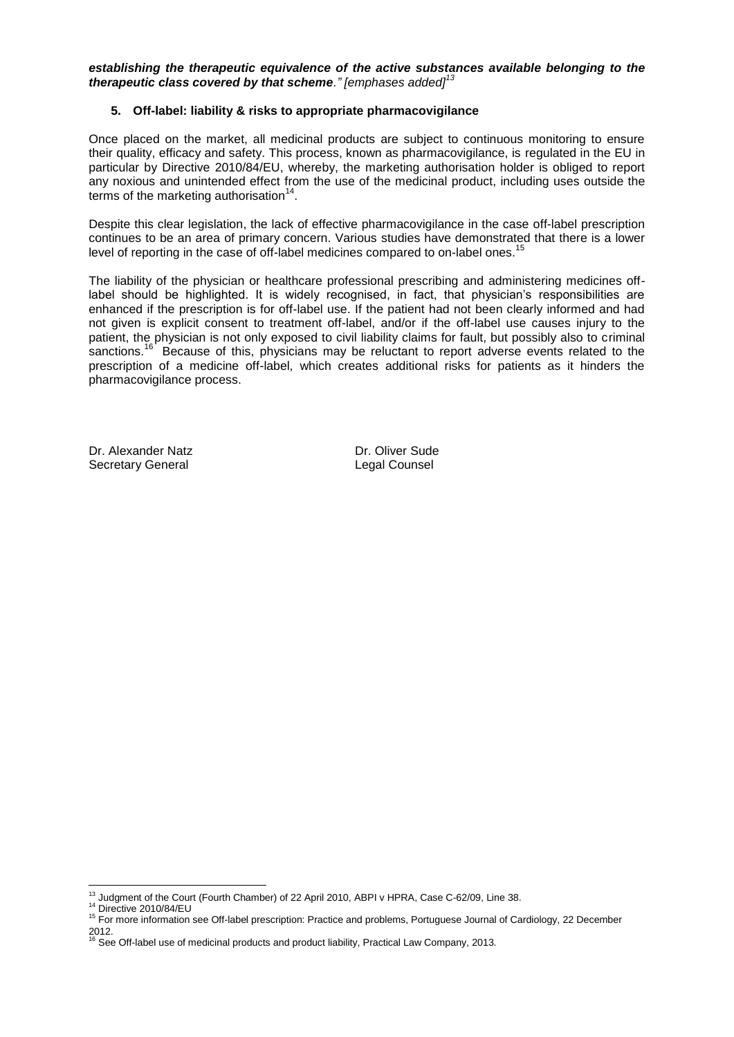***establishing the therapeutic equivalence of the active substances available belonging to the therapeutic class covered by that scheme**." [emphases added]*[13]

## 5. Off-label: liability & risks to appropriate pharmacovigilance

Once placed on the market, all medicinal products are subject to continuous monitoring to ensure their quality, efficacy and safety. This process, known as pharmacovigilance, is regulated in the EU in particular by Directive 2010/84/EU, whereby, the marketing authorisation holder is obliged to report any noxious and unintended effect from the use of the medicinal product, including uses outside the terms of the marketing authorisation[14].

Despite this clear legislation, the lack of effective pharmacovigilance in the case off-label prescription continues to be an area of primary concern. Various studies have demonstrated that there is a lower level of reporting in the case of off-label medicines compared to on-label ones.[15]

The liability of the physician or healthcare professional prescribing and administering medicines off-label should be highlighted. It is widely recognised, in fact, that physician's responsibilities are enhanced if the prescription is for off-label use. If the patient had not been clearly informed and had not given is explicit consent to treatment off-label, and/or if the off-label use causes injury to the patient, the physician is not only exposed to civil liability claims for fault, but possibly also to criminal sanctions.[16] Because of this, physicians may be reluctant to report adverse events related to the prescription of a medicine off-label, which creates additional risks for patients as it hinders the pharmacovigilance process.

Dr. Alexander Natz
Secretary General

Dr. Oliver Sude
Legal Counsel

---

[13] Judgment of the Court (Fourth Chamber) of 22 April 2010, ABPI v HPRA, Case C-62/09, Line 38.

[14] Directive 2010/84/EU

[15] For more information see Off-label prescription: Practice and problems, Portuguese Journal of Cardiology, 22 December 2012.

[16] See Off-label use of medicinal products and product liability, Practical Law Company, 2013.